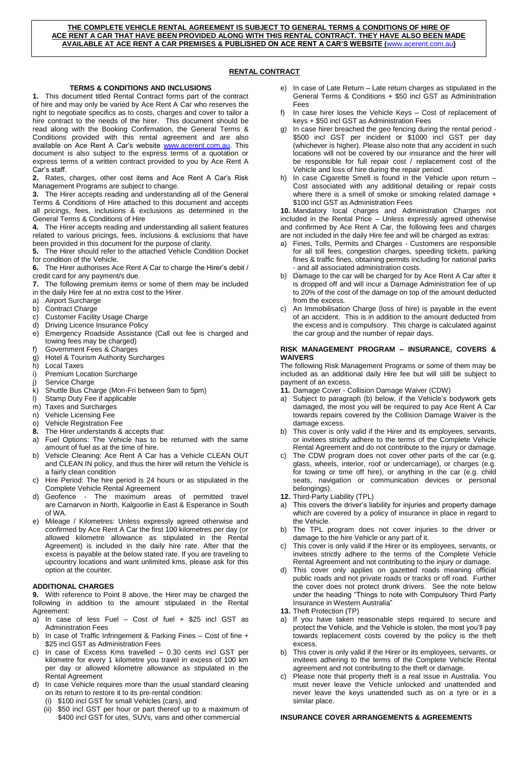**THE COMPLETE VEHICLE RENTAL AGREEMENT IS SUBJECT TO GENERAL TERMS & CONDITIONS OF HIRE OF ACE RENT A CAR THAT HAVE BEEN PROVIDED ALONG WITH THIS RENTAL CONTRACT. THEY HAVE ALSO BEEN MADE AVAILABLE AT ACE RENT A CAR PREMISES & PUBLISHED ON ACE RENT A CAR'S WEBSITE (www.acerent.com.au)**

# RENTAL CONTRACT

## TERMS & CONDITIONS AND INCLUSIONS

**1.** This document titled Rental Contract forms part of the contract of hire and may only be varied by Ace Rent A Car who reserves the right to negotiate specifics as to costs, charges and cover to tailor a hire contract to the needs of the hirer. This document should be read along with the Booking Confirmation, the General Terms & Conditions provided with this rental agreement and are also available on Ace Rent A Car's website www.acerent.com.au. This document is also subject to the express terms of a quotation or express terms of a written contract provided to you by Ace Rent A Car's staff.

**2.** Rates, charges, other cost items and Ace Rent A Car's Risk Management Programs are subject to change.

**3.** The Hirer accepts reading and understanding all of the General Terms & Conditions of Hire attached to this document and accepts all pricings, fees, inclusions & exclusions as determined in the General Terms & Conditions of Hire

**4.** The Hirer accepts reading and understanding all salient features related to various pricings, fees, inclusions & exclusions that have been provided in this document for the purpose of clarity.

**5.** The Hirer should refer to the attached Vehicle Condition Docket for condition of the Vehicle.

**6.** The Hirer authorises Ace Rent A Car to charge the Hirer's debit / credit card for any payment/s due.

**7.** The following premium items or some of them may be included in the daily Hire fee at no extra cost to the Hirer.

a) Airport Surcharge
b) Contract Charge
c) Customer Facility Usage Charge
d) Driving Licence Insurance Policy
e) Emergency Roadside Assistance (Call out fee is charged and towing fees may be charged)
f) Government Fees & Charges
g) Hotel & Tourism Authority Surcharges
h) Local Taxes
i) Premium Location Surcharge
j) Service Charge
k) Shuttle Bus Charge (Mon-Fri between 9am to 5pm)
l) Stamp Duty Fee if applicable
m) Taxes and Surcharges
n) Vehicle Licensing Fee
o) Vehicle Registration Fee

**8.** The Hirer understands & accepts that:

a) Fuel Options: The Vehicle has to be returned with the same amount of fuel as at the time of hire.
b) Vehicle Cleaning: Ace Rent A Car has a Vehicle CLEAN OUT and CLEAN IN policy, and thus the hirer will return the Vehicle is a fairly clean condition
c) Hire Period: The hire period is 24 hours or as stipulated in the Complete Vehicle Rental Agreement
d) Geofence - The maximum areas of permitted travel are Carnarvon in North, Kalgoorlie in East & Esperance in South of WA.
e) Mileage / Kilometres: Unless expressly agreed otherwise and confirmed by Ace Rent A Car the first 100 kilometres per day (or allowed kilometre allowance as stipulated in the Rental Agreement) is included in the daily hire rate. After that the excess is payable at the below stated rate. If you are traveling to upcountry locations and want unlimited kms, please ask for this option at the counter.

## ADDITIONAL CHARGES

**9.** With reference to Point 8 above, the Hirer may be charged the following in addition to the amount stipulated in the Rental Agreement:

a) In case of less Fuel – Cost of fuel + $25 incl GST as Administration Fees
b) In case of Traffic Infringement & Parking Fines – Cost of fine + $25 incl GST as Administration Fees
c) In case of Excess Kms travelled – 0.30 cents incl GST per kilometre for every 1 kilometre you travel in excess of 100 km per day or allowed kilometre allowance as stipulated in the Rental Agreement
d) In case Vehicle requires more than the usual standard cleaning on its return to restore it to its pre-rental condition:
   (i) $100 incl GST for small Vehicles (cars), and
   (ii) $50 incl GST per hour or part thereof up to a maximum of $400 incl GST for utes, SUVs, vans and other commercial
e) In case of Late Return – Late return charges as stipulated in the General Terms & Conditions + $50 incl GST as Administration Fees
f) In case hirer loses the Vehicle Keys – Cost of replacement of keys + $50 incl GST as Administration Fees
g) In case hirer breached the geo fencing during the rental period - $500 incl GST per incident or $1000 incl GST per day (whichever is higher). Please also note that any accident in such locations will not be covered by our insurance and the hirer will be responsible for full repair cost / replacement cost of the Vehicle and loss of hire during the repair period.
h) In case Cigarette Smell is found in the Vehicle upon return – Cost associated with any additional detailing or repair costs where there is a smell of smoke or smoking related damage + $100 incl GST as Administration Fees

**10.** Mandatory local charges and Administration Charges not included in the Rental Price – Unless expressly agreed otherwise and confirmed by Ace Rent A Car, the following fees and charges are not included in the daily Hire fee and will be charged as extras:

a) Fines, Tolls, Permits and Charges - Customers are responsible for all toll fees, congestion charges, speeding tickets, parking fines & traffic fines, obtaining permits including for national parks - and all associated administration costs.
b) Damage to the car will be charged for by Ace Rent A Car after it is dropped off and will incur a Damage Administration fee of up to 20% of the cost of the damage on top of the amount deducted from the excess.
c) An Immobilisation Charge (loss of hire) is payable in the event of an accident. This is in addition to the amount deducted from the excess and is compulsory. This charge is calculated against the car group and the number of repair days.

## RISK MANAGEMENT PROGRAM – INSURANCE, COVERS & WAIVERS

The following Risk Management Programs or some of them may be included as an additional daily Hire fee but will still be subject to payment of an excess.

**11.** Damage Cover - Collision Damage Waiver (CDW)

a) Subject to paragraph (b) below, if the Vehicle's bodywork gets damaged, the most you will be required to pay Ace Rent A Car towards repairs covered by the Collision Damage Waiver is the damage excess.
b) This cover is only valid if the Hirer and its employees, servants, or invitees strictly adhere to the terms of the Complete Vehicle Rental Agreement and do not contribute to the injury or damage.
c) The CDW program does not cover other parts of the car (e.g. glass, wheels, interior, roof or undercarriage), or charges (e.g. for towing or time off hire), or anything in the car (e.g. child seats, navigation or communication devices or personal belongings).

**12.** Third-Party Liability (TPL)

a) This covers the driver's liability for injuries and property damage which are covered by a policy of insurance in place in regard to the Vehicle.
b) The TPL program does not cover injuries to the driver or damage to the hire Vehicle or any part of it.
c) This cover is only valid if the Hirer or its employees, servants, or invitees strictly adhere to the terms of the Complete Vehicle Rental Agreement and not contributing to the injury or damage.
d) This cover only applies on gazetted roads meaning official public roads and not private roads or tracks or off road. Further the cover does not protect drunk drivers. See the note below under the heading "Things to note with Compulsory Third Party Insurance in Western Australia"

**13.** Theft Protection (TP)

a) If you have taken reasonable steps required to secure and protect the Vehicle, and the Vehicle is stolen, the most you'll pay towards replacement costs covered by the policy is the theft excess.
b) This cover is only valid if the Hirer or its employees, servants, or invitees adhering to the terms of the Complete Vehicle Rental agreement and not contributing to the theft or damage.
c) Please note that property theft is a real issue in Australia. You must never leave the Vehicle unlocked and unattended and never leave the keys unattended such as on a tyre or in a similar place.

## INSURANCE COVER ARRANGEMENTS & AGREEMENTS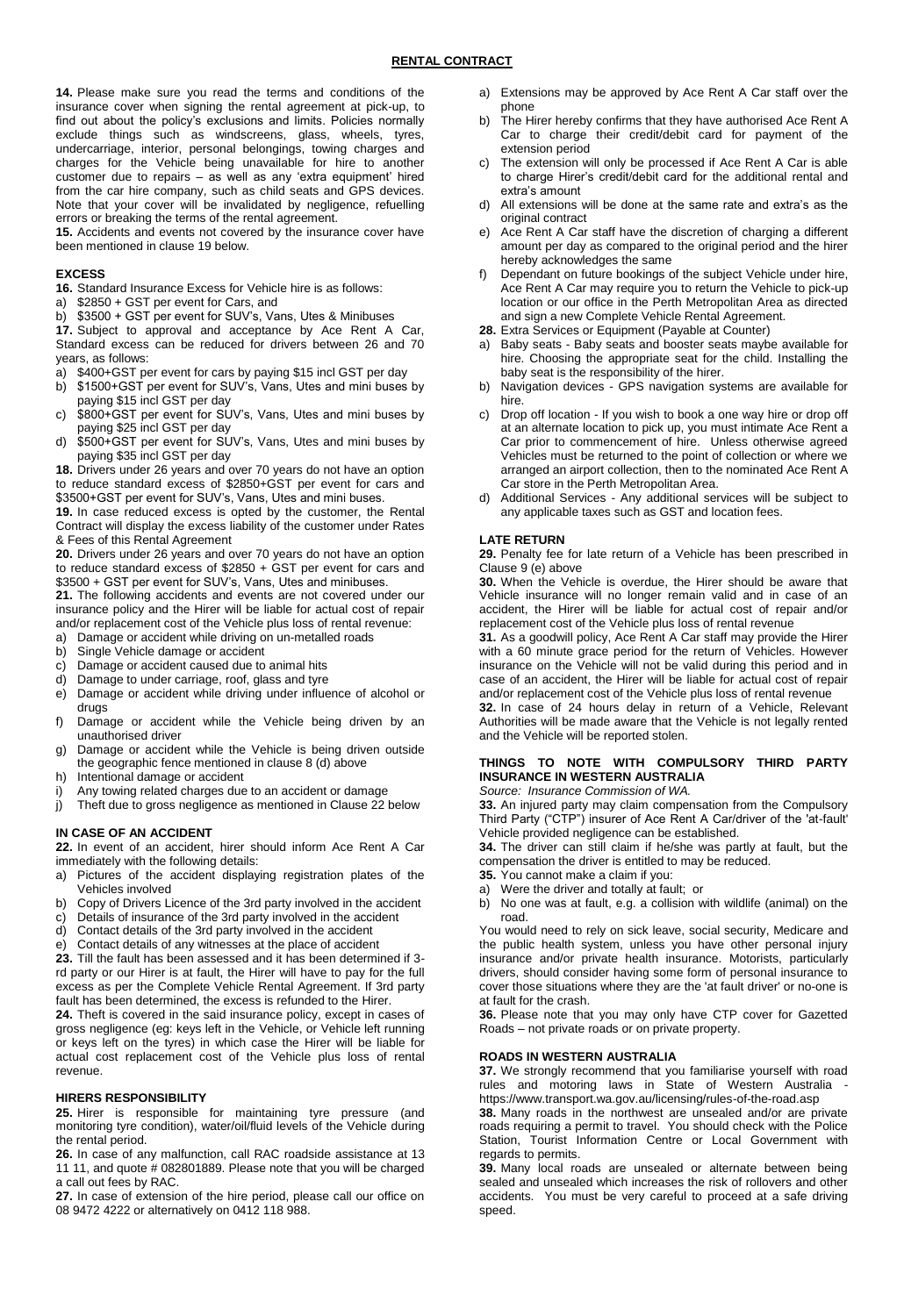## RENTAL CONTRACT

**14.** Please make sure you read the terms and conditions of the insurance cover when signing the rental agreement at pick-up, to find out about the policy's exclusions and limits. Policies normally exclude things such as windscreens, glass, wheels, tyres, undercarriage, interior, personal belongings, towing charges and charges for the Vehicle being unavailable for hire to another customer due to repairs – as well as any 'extra equipment' hired from the car hire company, such as child seats and GPS devices. Note that your cover will be invalidated by negligence, refuelling errors or breaking the terms of the rental agreement.

**15.** Accidents and events not covered by the insurance cover have been mentioned in clause 19 below.

### EXCESS

**16.** Standard Insurance Excess for Vehicle hire is as follows:

a) $2850 + GST per event for Cars, and
b) $3500 + GST per event for SUV's, Vans, Utes & Minibuses

**17.** Subject to approval and acceptance by Ace Rent A Car, Standard excess can be reduced for drivers between 26 and 70 years, as follows:

a) $400+GST per event for cars by paying $15 incl GST per day
b) $1500+GST per event for SUV's, Vans, Utes and mini buses by paying $15 incl GST per day
c) $800+GST per event for SUV's, Vans, Utes and mini buses by paying $25 incl GST per day
d) $500+GST per event for SUV's, Vans, Utes and mini buses by paying $35 incl GST per day

**18.** Drivers under 26 years and over 70 years do not have an option to reduce standard excess of $2850+GST per event for cars and $3500+GST per event for SUV's, Vans, Utes and mini buses.

**19.** In case reduced excess is opted by the customer, the Rental Contract will display the excess liability of the customer under Rates & Fees of this Rental Agreement

**20.** Drivers under 26 years and over 70 years do not have an option to reduce standard excess of $2850 + GST per event for cars and $3500 + GST per event for SUV's, Vans, Utes and minibuses.

**21.** The following accidents and events are not covered under our insurance policy and the Hirer will be liable for actual cost of repair and/or replacement cost of the Vehicle plus loss of rental revenue:

a) Damage or accident while driving on un-metalled roads
b) Single Vehicle damage or accident
c) Damage or accident caused due to animal hits
d) Damage to under carriage, roof, glass and tyre
e) Damage or accident while driving under influence of alcohol or drugs
f) Damage or accident while the Vehicle being driven by an unauthorised driver
g) Damage or accident while the Vehicle is being driven outside the geographic fence mentioned in clause 8 (d) above
h) Intentional damage or accident
i) Any towing related charges due to an accident or damage
j) Theft due to gross negligence as mentioned in Clause 22 below

### IN CASE OF AN ACCIDENT

**22.** In event of an accident, hirer should inform Ace Rent A Car immediately with the following details:

a) Pictures of the accident displaying registration plates of the Vehicles involved
b) Copy of Drivers Licence of the 3rd party involved in the accident
c) Details of insurance of the 3rd party involved in the accident
d) Contact details of the 3rd party involved in the accident
e) Contact details of any witnesses at the place of accident

**23.** Till the fault has been assessed and it has been determined if 3-rd party or our Hirer is at fault, the Hirer will have to pay for the full excess as per the Complete Vehicle Rental Agreement. If 3rd party fault has been determined, the excess is refunded to the Hirer.

**24.** Theft is covered in the said insurance policy, except in cases of gross negligence (eg: keys left in the Vehicle, or Vehicle left running or keys left on the tyres) in which case the Hirer will be liable for actual cost replacement cost of the Vehicle plus loss of rental revenue.

### HIRERS RESPONSIBILITY

**25.** Hirer is responsible for maintaining tyre pressure (and monitoring tyre condition), water/oil/fluid levels of the Vehicle during the rental period.

**26.** In case of any malfunction, call RAC roadside assistance at 13 11 11, and quote # 082801889. Please note that you will be charged a call out fees by RAC.

**27.** In case of extension of the hire period, please call our office on 08 9472 4222 or alternatively on 0412 118 988.

a) Extensions may be approved by Ace Rent A Car staff over the phone
b) The Hirer hereby confirms that they have authorised Ace Rent A Car to charge their credit/debit card for payment of the extension period
c) The extension will only be processed if Ace Rent A Car is able to charge Hirer's credit/debit card for the additional rental and extra's amount
d) All extensions will be done at the same rate and extra's as the original contract
e) Ace Rent A Car staff have the discretion of charging a different amount per day as compared to the original period and the hirer hereby acknowledges the same
f) Dependant on future bookings of the subject Vehicle under hire, Ace Rent A Car may require you to return the Vehicle to pick-up location or our office in the Perth Metropolitan Area as directed and sign a new Complete Vehicle Rental Agreement.

**28.** Extra Services or Equipment (Payable at Counter)

a) Baby seats - Baby seats and booster seats maybe available for hire. Choosing the appropriate seat for the child. Installing the baby seat is the responsibility of the hirer.
b) Navigation devices - GPS navigation systems are available for hire.
c) Drop off location - If you wish to book a one way hire or drop off at an alternate location to pick up, you must intimate Ace Rent a Car prior to commencement of hire. Unless otherwise agreed Vehicles must be returned to the point of collection or where we arranged an airport collection, then to the nominated Ace Rent A Car store in the Perth Metropolitan Area.
d) Additional Services - Any additional services will be subject to any applicable taxes such as GST and location fees.

### LATE RETURN

**29.** Penalty fee for late return of a Vehicle has been prescribed in Clause 9 (e) above

**30.** When the Vehicle is overdue, the Hirer should be aware that Vehicle insurance will no longer remain valid and in case of an accident, the Hirer will be liable for actual cost of repair and/or replacement cost of the Vehicle plus loss of rental revenue

**31.** As a goodwill policy, Ace Rent A Car staff may provide the Hirer with a 60 minute grace period for the return of Vehicles. However insurance on the Vehicle will not be valid during this period and in case of an accident, the Hirer will be liable for actual cost of repair and/or replacement cost of the Vehicle plus loss of rental revenue

**32.** In case of 24 hours delay in return of a Vehicle, Relevant Authorities will be made aware that the Vehicle is not legally rented and the Vehicle will be reported stolen.

### THINGS TO NOTE WITH COMPULSORY THIRD PARTY INSURANCE IN WESTERN AUSTRALIA

*Source: Insurance Commission of WA.*

**33.** An injured party may claim compensation from the Compulsory Third Party ("CTP") insurer of Ace Rent A Car/driver of the 'at-fault' Vehicle provided negligence can be established.

**34.** The driver can still claim if he/she was partly at fault, but the compensation the driver is entitled to may be reduced.

**35.** You cannot make a claim if you:

a) Were the driver and totally at fault; or
b) No one was at fault, e.g. a collision with wildlife (animal) on the road.

You would need to rely on sick leave, social security, Medicare and the public health system, unless you have other personal injury insurance and/or private health insurance. Motorists, particularly drivers, should consider having some form of personal insurance to cover those situations where they are the 'at fault driver' or no-one is at fault for the crash.

**36.** Please note that you may only have CTP cover for Gazetted Roads – not private roads or on private property.

### ROADS IN WESTERN AUSTRALIA

**37.** We strongly recommend that you familiarise yourself with road rules and motoring laws in State of Western Australia - https://www.transport.wa.gov.au/licensing/rules-of-the-road.asp

**38.** Many roads in the northwest are unsealed and/or are private roads requiring a permit to travel. You should check with the Police Station, Tourist Information Centre or Local Government with regards to permits.

**39.** Many local roads are unsealed or alternate between being sealed and unsealed which increases the risk of rollovers and other accidents. You must be very careful to proceed at a safe driving speed.